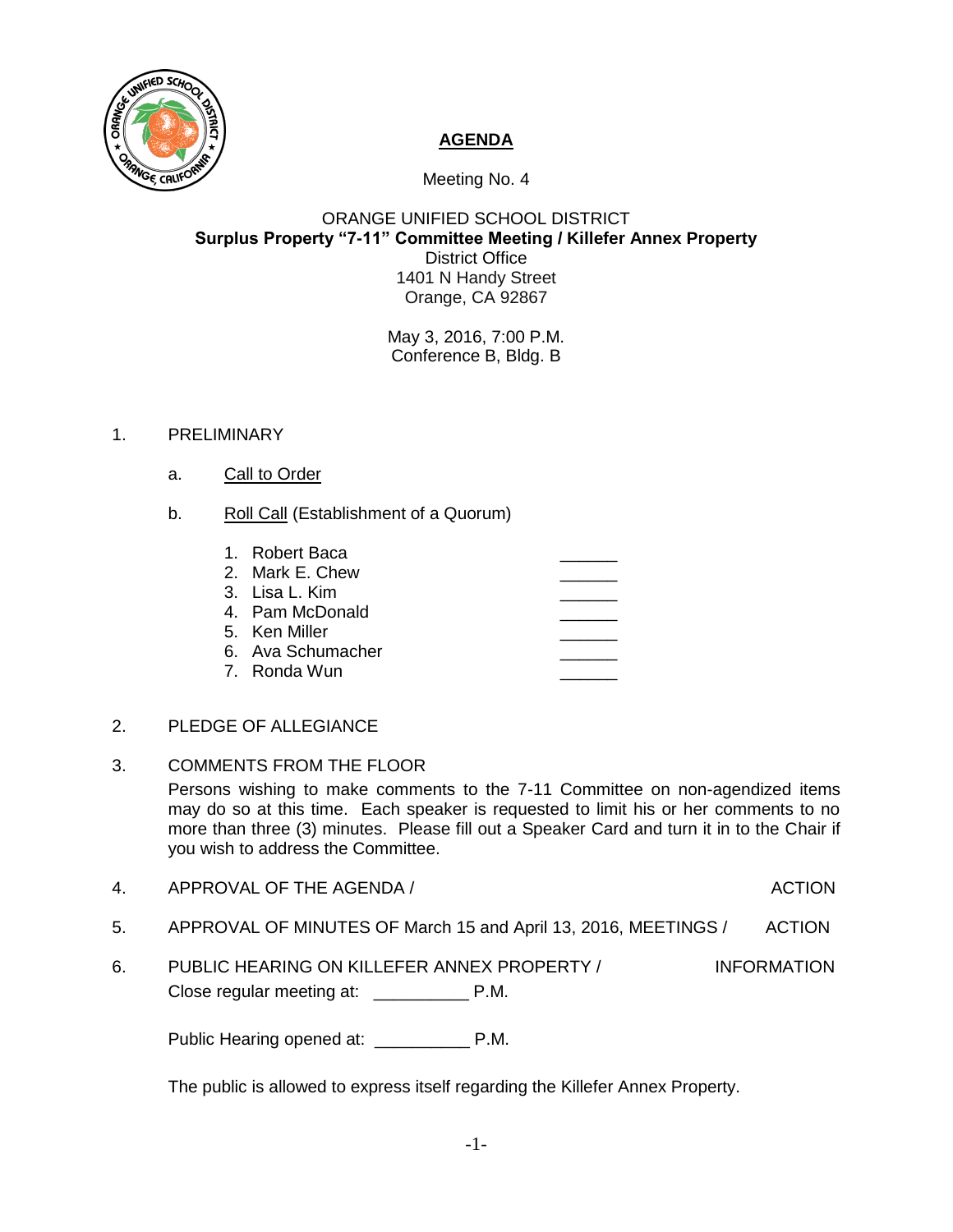# AGENDA

Meeting No. 4

ORANGE UNIFIED SCHOOL DISTRICT
**Surplus Property "7-11" Committee Meeting / Killefer Annex Property**
District Office
1401 N Handy Street
Orange, CA 92867

May 3, 2016, 7:00 P.M.
Conference B, Bldg. B

1. PRELIMINARY

   a. Call to Order

   b. Roll Call (Establishment of a Quorum)

      1. Robert Baca ______
      2. Mark E. Chew ______
      3. Lisa L. Kim ______
      4. Pam McDonald ______
      5. Ken Miller ______
      6. Ava Schumacher ______
      7. Ronda Wun ______

2. PLEDGE OF ALLEGIANCE

3. COMMENTS FROM THE FLOOR

   Persons wishing to make comments to the 7-11 Committee on non-agendized items may do so at this time. Each speaker is requested to limit his or her comments to no more than three (3) minutes. Please fill out a Speaker Card and turn it in to the Chair if you wish to address the Committee.

4. APPROVAL OF THE AGENDA / ACTION

5. APPROVAL OF MINUTES OF March 15 and April 13, 2016, MEETINGS / ACTION

6. PUBLIC HEARING ON KILLEFER ANNEX PROPERTY / INFORMATION

   Close regular meeting at: __________ P.M.

   Public Hearing opened at: __________ P.M.

   The public is allowed to express itself regarding the Killefer Annex Property.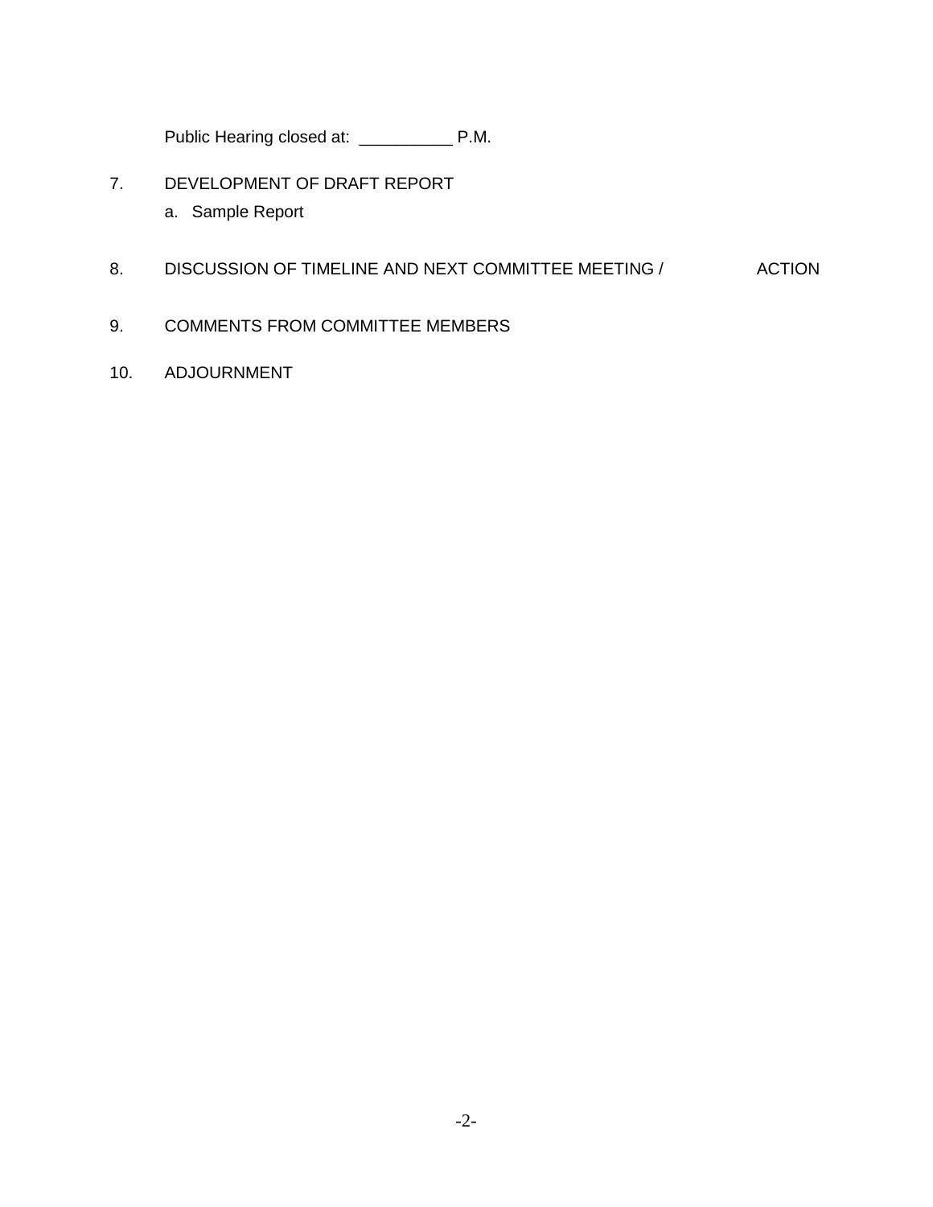Public Hearing closed at: __________ P.M.

7. DEVELOPMENT OF DRAFT REPORT
   a. Sample Report

8. DISCUSSION OF TIMELINE AND NEXT COMMITTEE MEETING / ACTION

9. COMMENTS FROM COMMITTEE MEMBERS

10. ADJOURNMENT